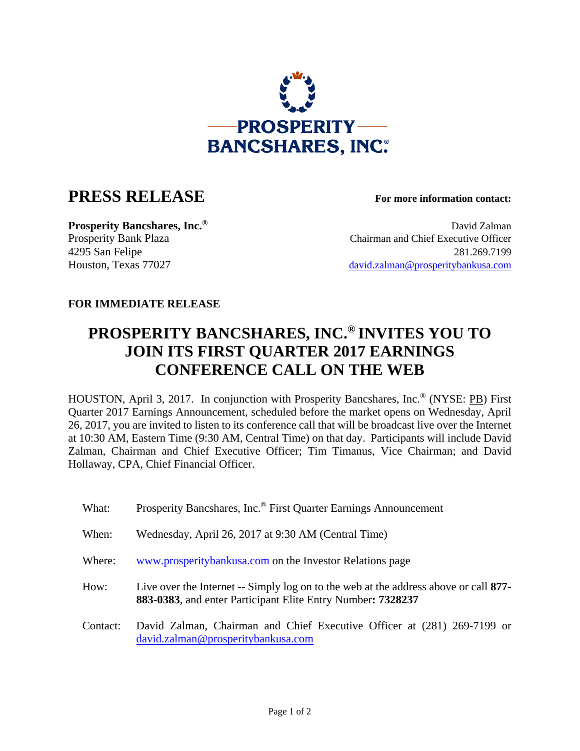PROSPERITY BANCSHARES, INC.®

# PRESS RELEASE

**For more information contact:**

**Prosperity Bancshares, Inc.®**
Prosperity Bank Plaza
4295 San Felipe
Houston, Texas 77027

David Zalman
Chairman and Chief Executive Officer
281.269.7199
david.zalman@prosperitybankusa.com

**FOR IMMEDIATE RELEASE**

## PROSPERITY BANCSHARES, INC.® INVITES YOU TO JOIN ITS FIRST QUARTER 2017 EARNINGS CONFERENCE CALL ON THE WEB

HOUSTON, April 3, 2017. In conjunction with Prosperity Bancshares, Inc.® (NYSE: PB) First Quarter 2017 Earnings Announcement, scheduled before the market opens on Wednesday, April 26, 2017, you are invited to listen to its conference call that will be broadcast live over the Internet at 10:30 AM, Eastern Time (9:30 AM, Central Time) on that day. Participants will include David Zalman, Chairman and Chief Executive Officer; Tim Timanus, Vice Chairman; and David Hollaway, CPA, Chief Financial Officer.

What: Prosperity Bancshares, Inc.® First Quarter Earnings Announcement

When: Wednesday, April 26, 2017 at 9:30 AM (Central Time)

Where: www.prosperitybankusa.com on the Investor Relations page

How: Live over the Internet -- Simply log on to the web at the address above or call **877-883-0383**, and enter Participant Elite Entry Number**: 7328237**

Contact: David Zalman, Chairman and Chief Executive Officer at (281) 269-7199 or david.zalman@prosperitybankusa.com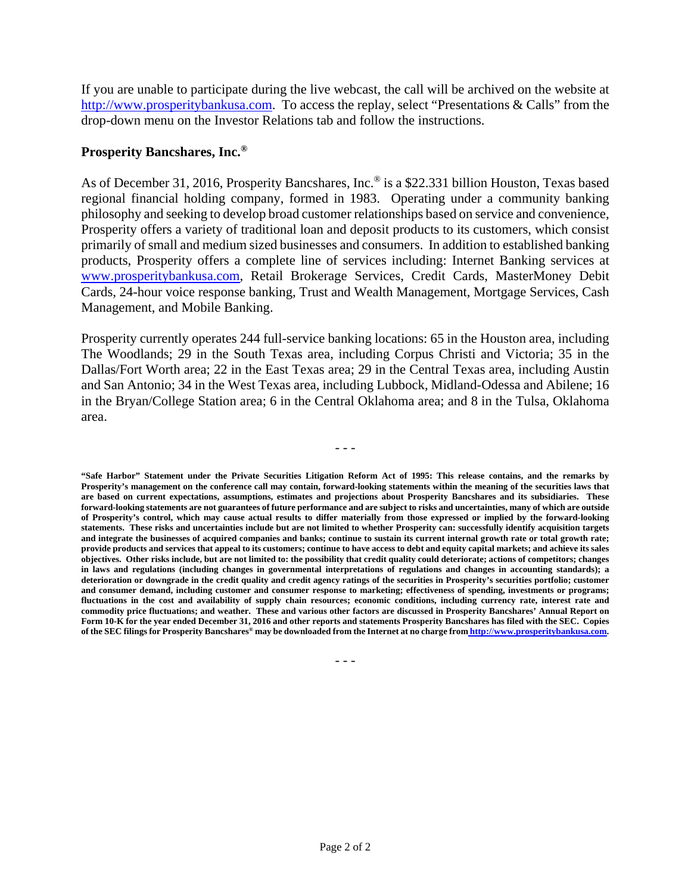If you are unable to participate during the live webcast, the call will be archived on the website at http://www.prosperitybankusa.com. To access the replay, select "Presentations & Calls" from the drop-down menu on the Investor Relations tab and follow the instructions.

## Prosperity Bancshares, Inc.®

As of December 31, 2016, Prosperity Bancshares, Inc.® is a $22.331 billion Houston, Texas based regional financial holding company, formed in 1983. Operating under a community banking philosophy and seeking to develop broad customer relationships based on service and convenience, Prosperity offers a variety of traditional loan and deposit products to its customers, which consist primarily of small and medium sized businesses and consumers. In addition to established banking products, Prosperity offers a complete line of services including: Internet Banking services at www.prosperitybankusa.com, Retail Brokerage Services, Credit Cards, MasterMoney Debit Cards, 24-hour voice response banking, Trust and Wealth Management, Mortgage Services, Cash Management, and Mobile Banking.

Prosperity currently operates 244 full-service banking locations: 65 in the Houston area, including The Woodlands; 29 in the South Texas area, including Corpus Christi and Victoria; 35 in the Dallas/Fort Worth area; 22 in the East Texas area; 29 in the Central Texas area, including Austin and San Antonio; 34 in the West Texas area, including Lubbock, Midland-Odessa and Abilene; 16 in the Bryan/College Station area; 6 in the Central Oklahoma area; and 8 in the Tulsa, Oklahoma area.

- - -

**"Safe Harbor" Statement under the Private Securities Litigation Reform Act of 1995: This release contains, and the remarks by Prosperity's management on the conference call may contain, forward-looking statements within the meaning of the securities laws that are based on current expectations, assumptions, estimates and projections about Prosperity Bancshares and its subsidiaries. These forward-looking statements are not guarantees of future performance and are subject to risks and uncertainties, many of which are outside of Prosperity's control, which may cause actual results to differ materially from those expressed or implied by the forward-looking statements. These risks and uncertainties include but are not limited to whether Prosperity can: successfully identify acquisition targets and integrate the businesses of acquired companies and banks; continue to sustain its current internal growth rate or total growth rate; provide products and services that appeal to its customers; continue to have access to debt and equity capital markets; and achieve its sales objectives. Other risks include, but are not limited to: the possibility that credit quality could deteriorate; actions of competitors; changes in laws and regulations (including changes in governmental interpretations of regulations and changes in accounting standards); a deterioration or downgrade in the credit quality and credit agency ratings of the securities in Prosperity's securities portfolio; customer and consumer demand, including customer and consumer response to marketing; effectiveness of spending, investments or programs; fluctuations in the cost and availability of supply chain resources; economic conditions, including currency rate, interest rate and commodity price fluctuations; and weather. These and various other factors are discussed in Prosperity Bancshares' Annual Report on Form 10-K for the year ended December 31, 2016 and other reports and statements Prosperity Bancshares has filed with the SEC. Copies of the SEC filings for Prosperity Bancshares® may be downloaded from the Internet at no charge from http://www.prosperitybankusa.com.**

- - -